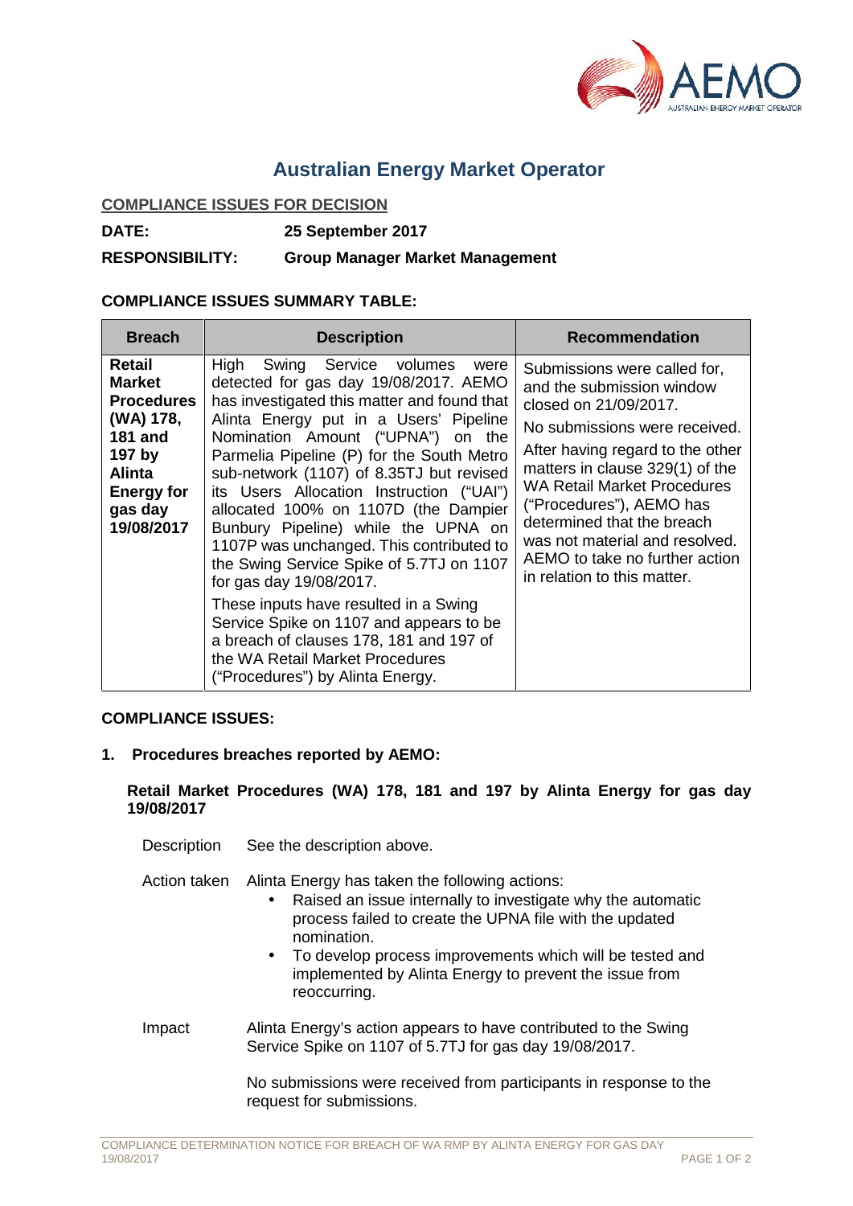# Australian Energy Market Operator

**COMPLIANCE ISSUES FOR DECISION**

**DATE:** 25 September 2017

**RESPONSIBILITY:** Group Manager Market Management

**COMPLIANCE ISSUES SUMMARY TABLE:**

| Breach | Description | Recommendation |
|---|---|---|
| **Retail Market Procedures (WA) 178, 181 and 197 by Alinta Energy for gas day 19/08/2017** | High Swing Service volumes were detected for gas day 19/08/2017. AEMO has investigated this matter and found that Alinta Energy put in a Users' Pipeline Nomination Amount ("UPNA") on the Parmelia Pipeline (P) for the South Metro sub-network (1107) of 8.35TJ but revised its Users Allocation Instruction ("UAI") allocated 100% on 1107D (the Dampier Bunbury Pipeline) while the UPNA on 1107P was unchanged. This contributed to the Swing Service Spike of 5.7TJ on 1107 for gas day 19/08/2017.<br><br>These inputs have resulted in a Swing Service Spike on 1107 and appears to be a breach of clauses 178, 181 and 197 of the WA Retail Market Procedures ("Procedures") by Alinta Energy. | Submissions were called for, and the submission window closed on 21/09/2017.<br><br>No submissions were received.<br><br>After having regard to the other matters in clause 329(1) of the WA Retail Market Procedures ("Procedures"), AEMO has determined that the breach was not material and resolved. AEMO to take no further action in relation to this matter. |

**COMPLIANCE ISSUES:**

**1. Procedures breaches reported by AEMO:**

**Retail Market Procedures (WA) 178, 181 and 197 by Alinta Energy for gas day 19/08/2017**

Description: See the description above.

Action taken: Alinta Energy has taken the following actions:

- Raised an issue internally to investigate why the automatic process failed to create the UPNA file with the updated nomination.
- To develop process improvements which will be tested and implemented by Alinta Energy to prevent the issue from reoccurring.

Impact: Alinta Energy's action appears to have contributed to the Swing Service Spike on 1107 of 5.7TJ for gas day 19/08/2017.

No submissions were received from participants in response to the request for submissions.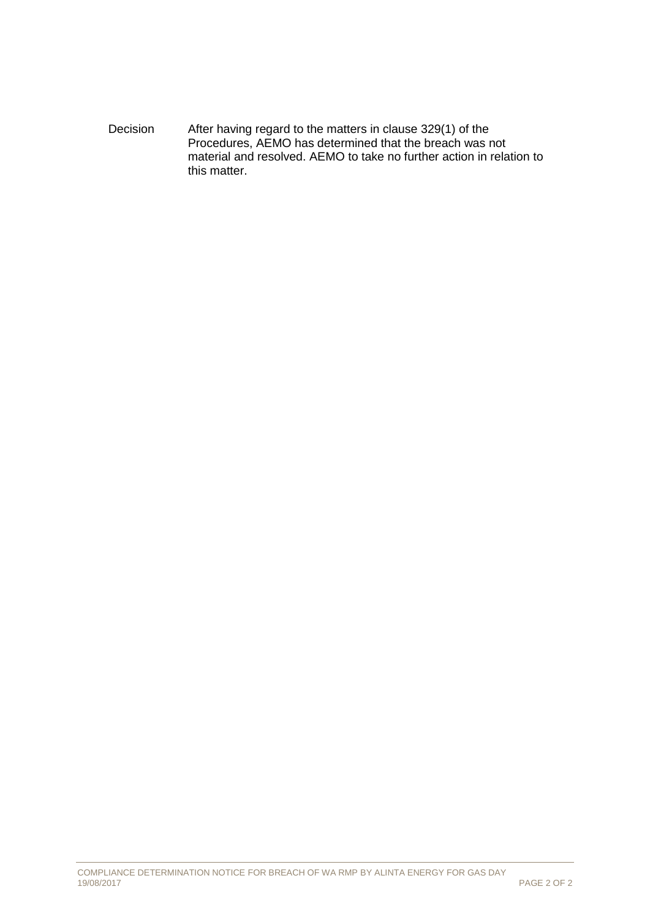| | |
|---|---|
| Decision | After having regard to the matters in clause 329(1) of the Procedures, AEMO has determined that the breach was not material and resolved. AEMO to take no further action in relation to this matter. |